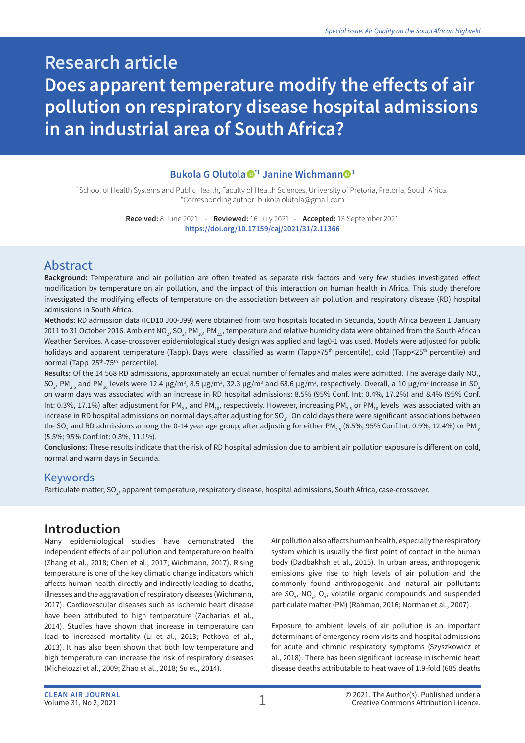*Special issue: Air Quality on the South African Highveld*

# Research article

# Does apparent temperature modify the effects of air pollution on respiratory disease hospital admissions in an industrial area of South Africa?

**Bukola G Olutola**[*1] **Janine Wichmann**[1]

[1]School of Health Systems and Public Health, Faculty of Health Sciences, University of Pretoria, Pretoria, South Africa.
*Corresponding author: bukola.olutola@gmail.com

**Received:** 8 June 2021 - **Reviewed:** 16 July 2021 - **Accepted:** 13 September 2021
https://doi.org/10.17159/caj/2021/31/2.11366

## Abstract

**Background:** Temperature and air pollution are often treated as separate risk factors and very few studies investigated effect modification by temperature on air pollution, and the impact of this interaction on human health in Africa. This study therefore investigated the modifying effects of temperature on the association between air pollution and respiratory disease (RD) hospital admissions in South Africa.

**Methods:** RD admission data (ICD10 J00-J99) were obtained from two hospitals located in Secunda, South Africa beween 1 January 2011 to 31 October 2016. Ambient $NO_2$, $SO_2$, $PM_{10}$, $PM_{2.5}$, temperature and relative humidity data were obtained from the South African Weather Services. A case-crossover epidemiological study design was applied and lag0-1 was used. Models were adjusted for public holidays and apparent temperature (Tapp). Days were classified as warm (Tapp>75$^{th}$ percentile), cold (Tapp<25$^{th}$ percentile) and normal (Tapp 25$^{th}$-75$^{th}$ percentile).

**Results:** Of the 14 568 RD admissions, approximately an equal number of females and males were admitted. The average daily $NO_2$, $SO_2$, $PM_{2.5}$ and $PM_{10}$ levels were 12.4 µg/m³, 8.5 µg/m³, 32.3 µg/m³ and 68.6 µg/m³, respectively. Overall, a 10 µg/m³ increase in $SO_2$ on warm days was associated with an increase in RD hospital admissions: 8.5% (95% Conf. Int: 0.4%, 17.2%) and 8.4% (95% Conf. Int: 0.3%, 17.1%) after adjustment for $PM_{2.5}$ and $PM_{10}$, respectively. However, increasing $PM_{2.5}$ or $PM_{10}$ levels was associated with an increase in RD hospital admissions on normal days,after adjusting for $SO_2$. On cold days there were significant associations between the $SO_2$ and RD admissions among the 0-14 year age group, after adjusting for either $PM_{2.5}$ (6.5%; 95% Conf.Int: 0.9%, 12.4%) or $PM_{10}$ (5.5%; 95% Conf.Int: 0.3%, 11.1%).

**Conclusions:** These results indicate that the risk of RD hospital admission due to ambient air pollution exposure is different on cold, normal and warm days in Secunda.

## Keywords

Particulate matter, $SO_2$, apparent temperature, respiratory disease, hospital admissions, South Africa, case-crossover.

## Introduction

Many epidemiological studies have demonstrated the independent effects of air pollution and temperature on health (Zhang et al., 2018; Chen et al., 2017; Wichmann, 2017). Rising temperature is one of the key climatic change indicators which affects human health directly and indirectly leading to deaths, illnesses and the aggravation of respiratory diseases (Wichmann, 2017). Cardiovascular diseases such as ischemic heart disease have been attributed to high temperature (Zacharias et al., 2014). Studies have shown that increase in temperature can lead to increased mortality (Li et al., 2013; Petkova et al., 2013). It has also been shown that both low temperature and high temperature can increase the risk of respiratory diseases (Michelozzi et al., 2009; Zhao et al., 2018; Su et., 2014).

Air pollution also affects human health, especially the respiratory system which is usually the first point of contact in the human body (Dadbakhsh et al., 2015). In urban areas, anthropogenic emissions give rise to high levels of air pollution and the commonly found anthropogenic and natural air pollutants are $SO_2$, $NO_x$, $O_3$, volatile organic compounds and suspended particulate matter (PM) (Rahman, 2016; Norman et al., 2007).

Exposure to ambient levels of air pollution is an important determinant of emergency room visits and hospital admissions for acute and chronic respiratory symptoms (Szyszkowicz et al., 2018). There has been significant increase in ischemic heart disease deaths attributable to heat wave of 1.9-fold (685 deaths

© 2021. The Author(s). Published under a Creative Commons Attribution Licence.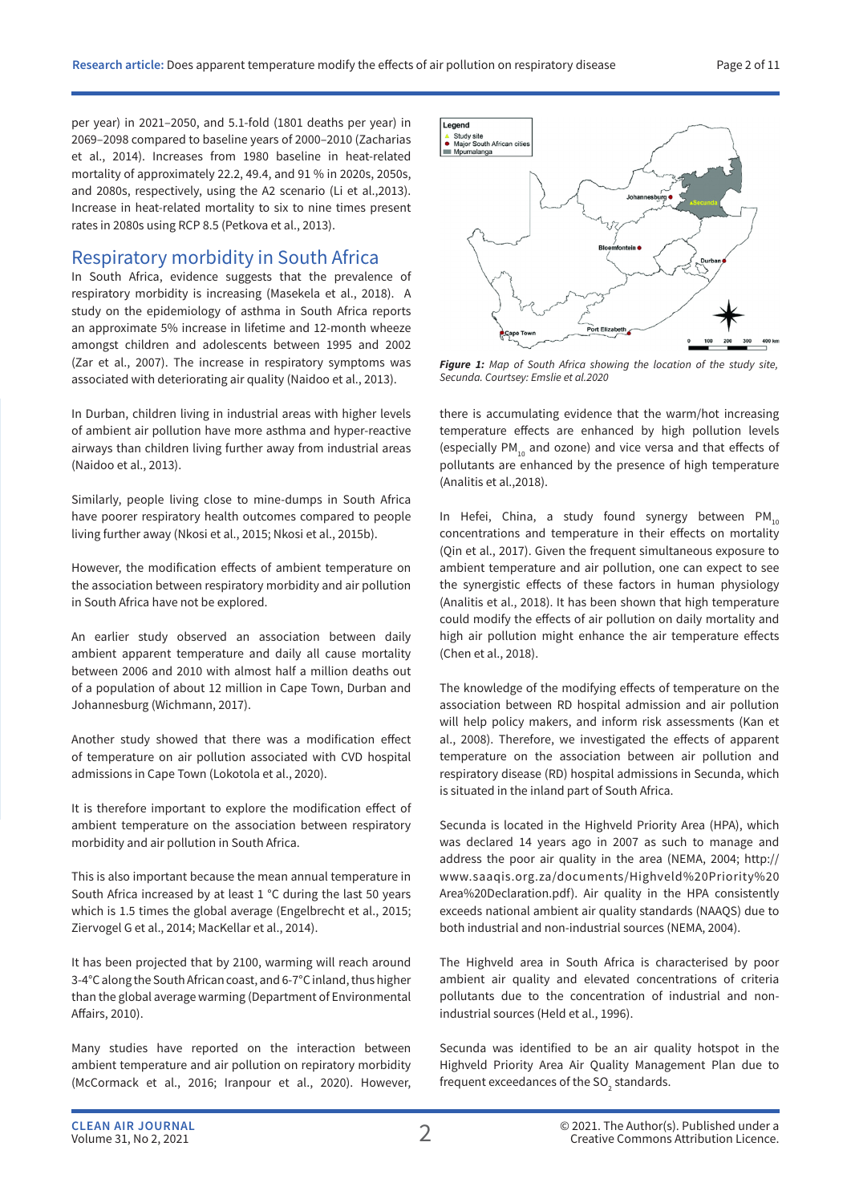per year) in 2021–2050, and 5.1-fold (1801 deaths per year) in 2069–2098 compared to baseline years of 2000–2010 (Zacharias et al., 2014). Increases from 1980 baseline in heat-related mortality of approximately 22.2, 49.4, and 91 % in 2020s, 2050s, and 2080s, respectively, using the A2 scenario (Li et al.,2013). Increase in heat-related mortality to six to nine times present rates in 2080s using RCP 8.5 (Petkova et al., 2013).

## Respiratory morbidity in South Africa

In South Africa, evidence suggests that the prevalence of respiratory morbidity is increasing (Masekela et al., 2018). A study on the epidemiology of asthma in South Africa reports an approximate 5% increase in lifetime and 12-month wheeze amongst children and adolescents between 1995 and 2002 (Zar et al., 2007). The increase in respiratory symptoms was associated with deteriorating air quality (Naidoo et al., 2013).

In Durban, children living in industrial areas with higher levels of ambient air pollution have more asthma and hyper-reactive airways than children living further away from industrial areas (Naidoo et al., 2013).

Similarly, people living close to mine-dumps in South Africa have poorer respiratory health outcomes compared to people living further away (Nkosi et al., 2015; Nkosi et al., 2015b).

However, the modification effects of ambient temperature on the association between respiratory morbidity and air pollution in South Africa have not be explored.

An earlier study observed an association between daily ambient apparent temperature and daily all cause mortality between 2006 and 2010 with almost half a million deaths out of a population of about 12 million in Cape Town, Durban and Johannesburg (Wichmann, 2017).

Another study showed that there was a modification effect of temperature on air pollution associated with CVD hospital admissions in Cape Town (Lokotola et al., 2020).

It is therefore important to explore the modification effect of ambient temperature on the association between respiratory morbidity and air pollution in South Africa.

This is also important because the mean annual temperature in South Africa increased by at least 1 °C during the last 50 years which is 1.5 times the global average (Engelbrecht et al., 2015; Ziervogel G et al., 2014; MacKellar et al., 2014).

It has been projected that by 2100, warming will reach around 3-4°C along the South African coast, and 6-7°C inland, thus higher than the global average warming (Department of Environmental Affairs, 2010).

Many studies have reported on the interaction between ambient temperature and air pollution on repiratory morbidity (McCormack et al., 2016; Iranpour et al., 2020). However, there is accumulating evidence that the warm/hot increasing temperature effects are enhanced by high pollution levels (especially $PM_{10}$ and ozone) and vice versa and that effects of pollutants are enhanced by the presence of high temperature (Analitis et al.,2018).

*Figure 1: Map of South Africa showing the location of the study site, Secunda. Courtsey: Emslie et al.2020*

In Hefei, China, a study found synergy between $PM_{10}$ concentrations and temperature in their effects on mortality (Qin et al., 2017). Given the frequent simultaneous exposure to ambient temperature and air pollution, one can expect to see the synergistic effects of these factors in human physiology (Analitis et al., 2018). It has been shown that high temperature could modify the effects of air pollution on daily mortality and high air pollution might enhance the air temperature effects (Chen et al., 2018).

The knowledge of the modifying effects of temperature on the association between RD hospital admission and air pollution will help policy makers, and inform risk assessments (Kan et al., 2008). Therefore, we investigated the effects of apparent temperature on the association between air pollution and respiratory disease (RD) hospital admissions in Secunda, which is situated in the inland part of South Africa.

Secunda is located in the Highveld Priority Area (HPA), which was declared 14 years ago in 2007 as such to manage and address the poor air quality in the area (NEMA, 2004; http://www.saaqis.org.za/documents/Highveld%20Priority%20Area%20Declaration.pdf). Air quality in the HPA consistently exceeds national ambient air quality standards (NAAQS) due to both industrial and non-industrial sources (NEMA, 2004).

The Highveld area in South Africa is characterised by poor ambient air quality and elevated concentrations of criteria pollutants due to the concentration of industrial and non-industrial sources (Held et al., 1996).

Secunda was identified to be an air quality hotspot in the Highveld Priority Area Air Quality Management Plan due to frequent exceedances of the $SO_2$ standards.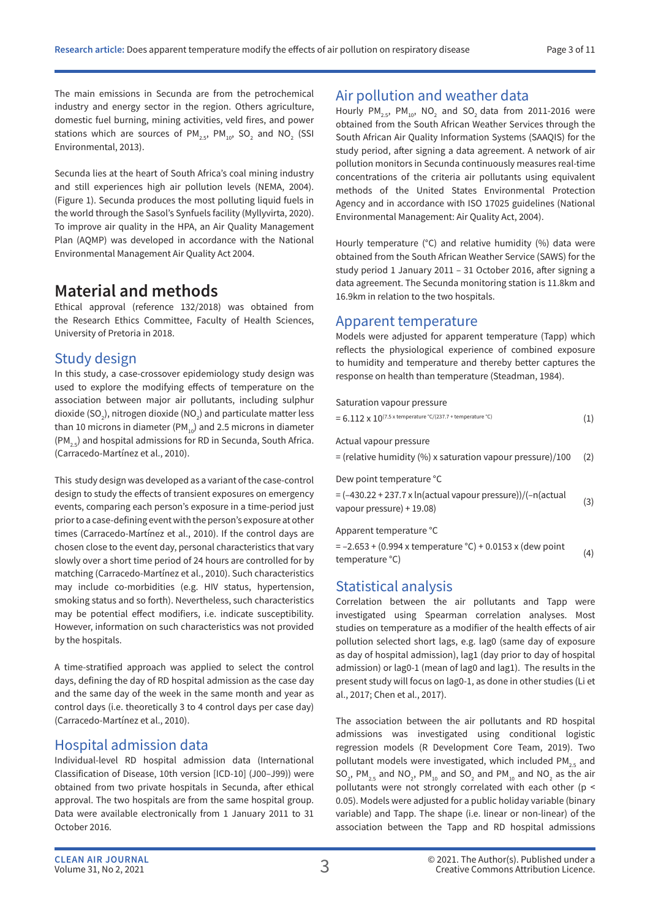The main emissions in Secunda are from the petrochemical industry and energy sector in the region. Others agriculture, domestic fuel burning, mining activities, veld fires, and power stations which are sources of $PM_{2.5}$, $PM_{10}$, $SO_2$ and $NO_2$ (SSI Environmental, 2013).

Secunda lies at the heart of South Africa's coal mining industry and still experiences high air pollution levels (NEMA, 2004). (Figure 1). Secunda produces the most polluting liquid fuels in the world through the Sasol's Synfuels facility (Myllyvirta, 2020). To improve air quality in the HPA, an Air Quality Management Plan (AQMP) was developed in accordance with the National Environmental Management Air Quality Act 2004.

# Material and methods

Ethical approval (reference 132/2018) was obtained from the Research Ethics Committee, Faculty of Health Sciences, University of Pretoria in 2018.

## Study design

In this study, a case-crossover epidemiology study design was used to explore the modifying effects of temperature on the association between major air pollutants, including sulphur dioxide ($SO_2$), nitrogen dioxide ($NO_2$) and particulate matter less than 10 microns in diameter ($PM_{10}$) and 2.5 microns in diameter ($PM_{2.5}$) and hospital admissions for RD in Secunda, South Africa. (Carracedo-Martínez et al., 2010).

This study design was developed as a variant of the case-control design to study the effects of transient exposures on emergency events, comparing each person's exposure in a time-period just prior to a case-defining event with the person's exposure at other times (Carracedo-Martínez et al., 2010). If the control days are chosen close to the event day, personal characteristics that vary slowly over a short time period of 24 hours are controlled for by matching (Carracedo-Martínez et al., 2010). Such characteristics may include co-morbidities (e.g. HIV status, hypertension, smoking status and so forth). Nevertheless, such characteristics may be potential effect modifiers, i.e. indicate susceptibility. However, information on such characteristics was not provided by the hospitals.

A time-stratified approach was applied to select the control days, defining the day of RD hospital admission as the case day and the same day of the week in the same month and year as control days (i.e. theoretically 3 to 4 control days per case day) (Carracedo-Martínez et al., 2010).

## Hospital admission data

Individual-level RD hospital admission data (International Classification of Disease, 10th version [ICD-10] (J00–J99)) were obtained from two private hospitals in Secunda, after ethical approval. The two hospitals are from the same hospital group. Data were available electronically from 1 January 2011 to 31 October 2016.

## Air pollution and weather data

Hourly $PM_{2.5}$, $PM_{10}$, $NO_2$ and $SO_2$ data from 2011-2016 were obtained from the South African Weather Services through the South African Air Quality Information Systems (SAAQIS) for the study period, after signing a data agreement. A network of air pollution monitors in Secunda continuously measures real-time concentrations of the criteria air pollutants using equivalent methods of the United States Environmental Protection Agency and in accordance with ISO 17025 guidelines (National Environmental Management: Air Quality Act, 2004).

Hourly temperature (°C) and relative humidity (%) data were obtained from the South African Weather Service (SAWS) for the study period 1 January 2011 – 31 October 2016, after signing a data agreement. The Secunda monitoring station is 11.8km and 16.9km in relation to the two hospitals.

## Apparent temperature

Models were adjusted for apparent temperature (Tapp) which reflects the physiological experience of combined exposure to humidity and temperature and thereby better captures the response on health than temperature (Steadman, 1984).

Saturation vapour pressure

$$= 6.112 \times 10^{(7.5 \times \text{temperature °C}/(237.7 + \text{temperature °C})} \quad (1)$$

Actual vapour pressure

$$= (\text{relative humidity (\%)} \times \text{saturation vapour pressure})/100 \quad (2)$$

Dew point temperature °C

$$= (-430.22 + 237.7 \times \ln(\text{actual vapour pressure}))/(-n(\text{actual vapour pressure}) + 19.08) \quad (3)$$

Apparent temperature °C

$$= -2.653 + (0.994 \times \text{temperature °C}) + 0.0153 \times (\text{dew point temperature °C}) \quad (4)$$

## Statistical analysis

Correlation between the air pollutants and Tapp were investigated using Spearman correlation analyses. Most studies on temperature as a modifier of the health effects of air pollution selected short lags, e.g. lag0 (same day of exposure as day of hospital admission), lag1 (day prior to day of hospital admission) or lag0-1 (mean of lag0 and lag1). The results in the present study will focus on lag0-1, as done in other studies (Li et al., 2017; Chen et al., 2017).

The association between the air pollutants and RD hospital admissions was investigated using conditional logistic regression models (R Development Core Team, 2019). Two pollutant models were investigated, which included $PM_{2.5}$ and $SO_2$, $PM_{2.5}$ and $NO_2$, $PM_{10}$ and $SO_2$ and $PM_{10}$ and $NO_2$ as the air pollutants were not strongly correlated with each other ($p < 0.05$). Models were adjusted for a public holiday variable (binary variable) and Tapp. The shape (i.e. linear or non-linear) of the association between the Tapp and RD hospital admissions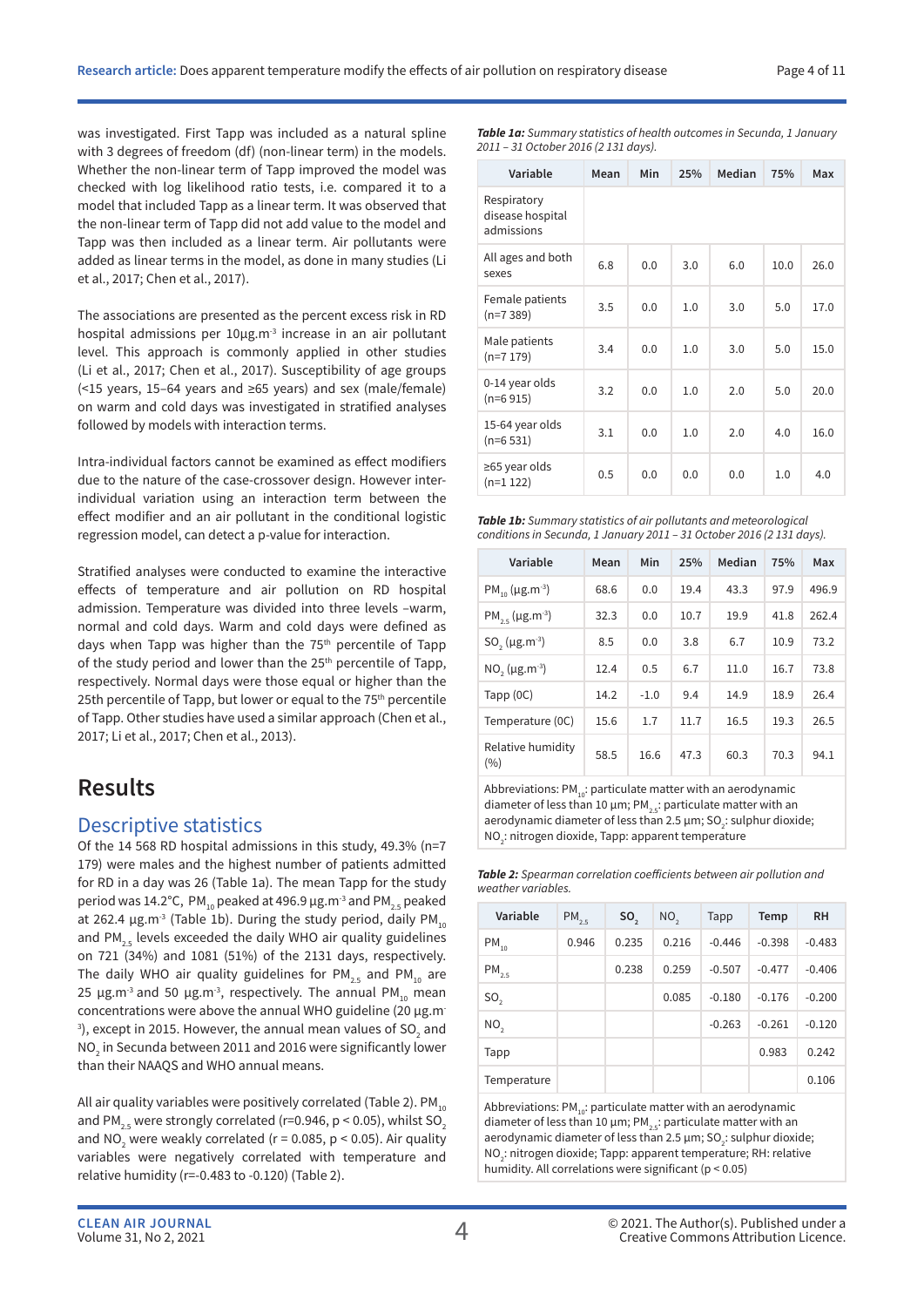was investigated. First Tapp was included as a natural spline with 3 degrees of freedom (df) (non-linear term) in the models. Whether the non-linear term of Tapp improved the model was checked with log likelihood ratio tests, i.e. compared it to a model that included Tapp as a linear term. It was observed that the non-linear term of Tapp did not add value to the model and Tapp was then included as a linear term. Air pollutants were added as linear terms in the model, as done in many studies (Li et al., 2017; Chen et al., 2017).

The associations are presented as the percent excess risk in RD hospital admissions per 10µg.m$^{-3}$ increase in an air pollutant level. This approach is commonly applied in other studies (Li et al., 2017; Chen et al., 2017). Susceptibility of age groups (<15 years, 15–64 years and ≥65 years) and sex (male/female) on warm and cold days was investigated in stratified analyses followed by models with interaction terms.

Intra-individual factors cannot be examined as effect modifiers due to the nature of the case-crossover design. However inter-individual variation using an interaction term between the effect modifier and an air pollutant in the conditional logistic regression model, can detect a p-value for interaction.

Stratified analyses were conducted to examine the interactive effects of temperature and air pollution on RD hospital admission. Temperature was divided into three levels –warm, normal and cold days. Warm and cold days were defined as days when Tapp was higher than the 75$^{th}$ percentile of Tapp of the study period and lower than the 25$^{th}$ percentile of Tapp, respectively. Normal days were those equal or higher than the 25th percentile of Tapp, but lower or equal to the 75$^{th}$ percentile of Tapp. Other studies have used a similar approach (Chen et al., 2017; Li et al., 2017; Chen et al., 2013).

# Results

## Descriptive statistics

Of the 14 568 RD hospital admissions in this study, 49.3% (n=7 179) were males and the highest number of patients admitted for RD in a day was 26 (Table 1a). The mean Tapp for the study period was 14.2°C, $PM_{10}$ peaked at 496.9 µg.m$^{-3}$ and $PM_{2.5}$ peaked at 262.4 µg.m$^{-3}$ (Table 1b). During the study period, daily $PM_{10}$ and $PM_{2.5}$ levels exceeded the daily WHO air quality guidelines on 721 (34%) and 1081 (51%) of the 2131 days, respectively. The daily WHO air quality guidelines for $PM_{2.5}$ and $PM_{10}$ are 25 µg.m$^{-3}$ and 50 µg.m$^{-3}$, respectively. The annual $PM_{10}$ mean concentrations were above the annual WHO guideline (20 µg.m$^{-3}$), except in 2015. However, the annual mean values of $SO_2$ and $NO_2$ in Secunda between 2011 and 2016 were significantly lower than their NAAQS and WHO annual means.

All air quality variables were positively correlated (Table 2). $PM_{10}$ and $PM_{2.5}$ were strongly correlated (r=0.946, $p < 0.05$), whilst $SO_2$ and $NO_2$ were weakly correlated (r = 0.085, $p < 0.05$). Air quality variables were negatively correlated with temperature and relative humidity (r=-0.483 to -0.120) (Table 2).

***Table 1a:*** *Summary statistics of health outcomes in Secunda, 1 January 2011 – 31 October 2016 (2 131 days).*

| Variable | Mean | Min | 25% | Median | 75% | Max |
|---|---|---|---|---|---|---|
| Respiratory disease hospital admissions | | | | | | |
| All ages and both sexes | 6.8 | 0.0 | 3.0 | 6.0 | 10.0 | 26.0 |
| Female patients (n=7 389) | 3.5 | 0.0 | 1.0 | 3.0 | 5.0 | 17.0 |
| Male patients (n=7 179) | 3.4 | 0.0 | 1.0 | 3.0 | 5.0 | 15.0 |
| 0-14 year olds (n=6 915) | 3.2 | 0.0 | 1.0 | 2.0 | 5.0 | 20.0 |
| 15-64 year olds (n=6 531) | 3.1 | 0.0 | 1.0 | 2.0 | 4.0 | 16.0 |
| ≥65 year olds (n=1 122) | 0.5 | 0.0 | 0.0 | 0.0 | 1.0 | 4.0 |

***Table 1b:*** *Summary statistics of air pollutants and meteorological conditions in Secunda, 1 January 2011 – 31 October 2016 (2 131 days).*

| Variable | Mean | Min | 25% | Median | 75% | Max |
|---|---|---|---|---|---|---|
| $PM_{10}$ (µg.m$^{-3}$) | 68.6 | 0.0 | 19.4 | 43.3 | 97.9 | 496.9 |
| $PM_{2.5}$ (µg.m$^{-3}$) | 32.3 | 0.0 | 10.7 | 19.9 | 41.8 | 262.4 |
| $SO_2$ (µg.m$^{-3}$) | 8.5 | 0.0 | 3.8 | 6.7 | 10.9 | 73.2 |
| $NO_2$ (µg.m$^{-3}$) | 12.4 | 0.5 | 6.7 | 11.0 | 16.7 | 73.8 |
| Tapp (0C) | 14.2 | -1.0 | 9.4 | 14.9 | 18.9 | 26.4 |
| Temperature (0C) | 15.6 | 1.7 | 11.7 | 16.5 | 19.3 | 26.5 |
| Relative humidity (%) | 58.5 | 16.6 | 47.3 | 60.3 | 70.3 | 94.1 |

Abbreviations: $PM_{10}$: particulate matter with an aerodynamic diameter of less than 10 µm; $PM_{2.5}$: particulate matter with an aerodynamic diameter of less than 2.5 µm; $SO_2$: sulphur dioxide; $NO_2$: nitrogen dioxide, Tapp: apparent temperature

***Table 2:*** *Spearman correlation coefficients between air pollution and weather variables.*

| Variable | $PM_{2.5}$ | $SO_2$ | $NO_2$ | Tapp | Temp | RH |
|---|---|---|---|---|---|---|
| $PM_{10}$ | 0.946 | 0.235 | 0.216 | -0.446 | -0.398 | -0.483 |
| $PM_{2.5}$ | | 0.238 | 0.259 | -0.507 | -0.477 | -0.406 |
| $SO_2$ | | | 0.085 | -0.180 | -0.176 | -0.200 |
| $NO_2$ | | | | -0.263 | -0.261 | -0.120 |
| Tapp | | | | | 0.983 | 0.242 |
| Temperature | | | | | | 0.106 |

Abbreviations: $PM_{10}$: particulate matter with an aerodynamic diameter of less than 10 µm; $PM_{2.5}$: particulate matter with an aerodynamic diameter of less than 2.5 µm; $SO_2$: sulphur dioxide; $NO_2$: nitrogen dioxide; Tapp: apparent temperature; RH: relative humidity. All correlations were significant ($p < 0.05$)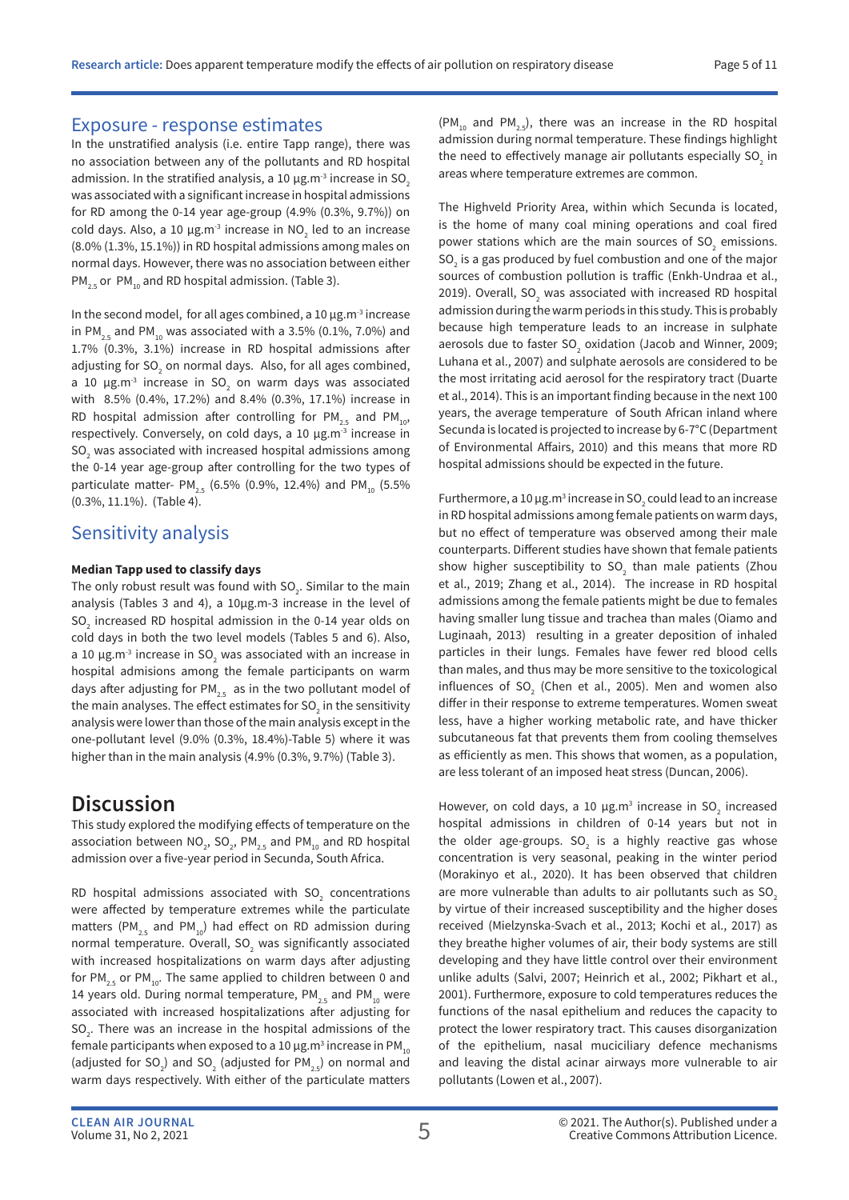## Exposure - response estimates

In the unstratified analysis (i.e. entire Tapp range), there was no association between any of the pollutants and RD hospital admission. In the stratified analysis, a 10 μg.m$^{-3}$ increase in $SO_2$ was associated with a significant increase in hospital admissions for RD among the 0-14 year age-group (4.9% (0.3%, 9.7%)) on cold days. Also, a 10 μg.m$^{-3}$ increase in $NO_2$ led to an increase (8.0% (1.3%, 15.1%)) in RD hospital admissions among males on normal days. However, there was no association between either $PM_{2.5}$ or $PM_{10}$ and RD hospital admission. (Table 3).

In the second model, for all ages combined, a 10 μg.m$^{-3}$ increase in $PM_{2.5}$ and $PM_{10}$ was associated with a 3.5% (0.1%, 7.0%) and 1.7% (0.3%, 3.1%) increase in RD hospital admissions after adjusting for $SO_2$ on normal days. Also, for all ages combined, a 10 μg.m$^{-3}$ increase in $SO_2$ on warm days was associated with 8.5% (0.4%, 17.2%) and 8.4% (0.3%, 17.1%) increase in RD hospital admission after controlling for $PM_{2.5}$ and $PM_{10}$, respectively. Conversely, on cold days, a 10 μg.m$^{-3}$ increase in $SO_2$ was associated with increased hospital admissions among the 0-14 year age-group after controlling for the two types of particulate matter- $PM_{2.5}$ (6.5% (0.9%, 12.4%) and $PM_{10}$ (5.5% (0.3%, 11.1%). (Table 4).

## Sensitivity analysis

**Median Tapp used to classify days**

The only robust result was found with $SO_2$. Similar to the main analysis (Tables 3 and 4), a 10μg.m-3 increase in the level of $SO_2$ increased RD hospital admission in the 0-14 year olds on cold days in both the two level models (Tables 5 and 6). Also, a 10 μg.m$^{-3}$ increase in $SO_2$ was associated with an increase in hospital admisions among the female participants on warm days after adjusting for $PM_{2.5}$ as in the two pollutant model of the main analyses. The effect estimates for $SO_2$ in the sensitivity analysis were lower than those of the main analysis except in the one-pollutant level (9.0% (0.3%, 18.4%)-Table 5) where it was higher than in the main analysis (4.9% (0.3%, 9.7%) (Table 3).

# Discussion

This study explored the modifying effects of temperature on the association between $NO_2$, $SO_2$, $PM_{2.5}$ and $PM_{10}$ and RD hospital admission over a five-year period in Secunda, South Africa.

RD hospital admissions associated with $SO_2$ concentrations were affected by temperature extremes while the particulate matters ($PM_{2.5}$ and $PM_{10}$) had effect on RD admission during normal temperature. Overall, $SO_2$ was significantly associated with increased hospitalizations on warm days after adjusting for $PM_{2.5}$ or $PM_{10}$. The same applied to children between 0 and 14 years old. During normal temperature, $PM_{2.5}$ and $PM_{10}$ were associated with increased hospitalizations after adjusting for $SO_2$. There was an increase in the hospital admissions of the female participants when exposed to a 10 μg.m$^3$ increase in $PM_{10}$ (adjusted for $SO_2$) and $SO_2$ (adjusted for $PM_{2.5}$) on normal and warm days respectively. With either of the particulate matters ($PM_{10}$ and $PM_{2.5}$), there was an increase in the RD hospital admission during normal temperature. These findings highlight the need to effectively manage air pollutants especially $SO_2$ in areas where temperature extremes are common.

The Highveld Priority Area, within which Secunda is located, is the home of many coal mining operations and coal fired power stations which are the main sources of $SO_2$ emissions. $SO_2$ is a gas produced by fuel combustion and one of the major sources of combustion pollution is traffic (Enkh-Undraa et al., 2019). Overall, $SO_2$ was associated with increased RD hospital admission during the warm periods in this study. This is probably because high temperature leads to an increase in sulphate aerosols due to faster $SO_2$ oxidation (Jacob and Winner, 2009; Luhana et al., 2007) and sulphate aerosols are considered to be the most irritating acid aerosol for the respiratory tract (Duarte et al., 2014). This is an important finding because in the next 100 years, the average temperature of South African inland where Secunda is located is projected to increase by 6-7°C (Department of Environmental Affairs, 2010) and this means that more RD hospital admissions should be expected in the future.

Furthermore, a 10 μg.m$^3$ increase in $SO_2$ could lead to an increase in RD hospital admissions among female patients on warm days, but no effect of temperature was observed among their male counterparts. Different studies have shown that female patients show higher susceptibility to $SO_2$ than male patients (Zhou et al., 2019; Zhang et al., 2014). The increase in RD hospital admissions among the female patients might be due to females having smaller lung tissue and trachea than males (Oiamo and Luginaah, 2013) resulting in a greater deposition of inhaled particles in their lungs. Females have fewer red blood cells than males, and thus may be more sensitive to the toxicological influences of $SO_2$ (Chen et al., 2005). Men and women also differ in their response to extreme temperatures. Women sweat less, have a higher working metabolic rate, and have thicker subcutaneous fat that prevents them from cooling themselves as efficiently as men. This shows that women, as a population, are less tolerant of an imposed heat stress (Duncan, 2006).

However, on cold days, a 10 μg.m$^3$ increase in $SO_2$ increased hospital admissions in children of 0-14 years but not in the older age-groups. $SO_2$ is a highly reactive gas whose concentration is very seasonal, peaking in the winter period (Morakinyo et al., 2020). It has been observed that children are more vulnerable than adults to air pollutants such as $SO_2$ by virtue of their increased susceptibility and the higher doses received (Mielzynska-Svach et al., 2013; Kochi et al., 2017) as they breathe higher volumes of air, their body systems are still developing and they have little control over their environment unlike adults (Salvi, 2007; Heinrich et al., 2002; Pikhart et al., 2001). Furthermore, exposure to cold temperatures reduces the functions of the nasal epithelium and reduces the capacity to protect the lower respiratory tract. This causes disorganization of the epithelium, nasal muciciliary defence mechanisms and leaving the distal acinar airways more vulnerable to air pollutants (Lowen et al., 2007).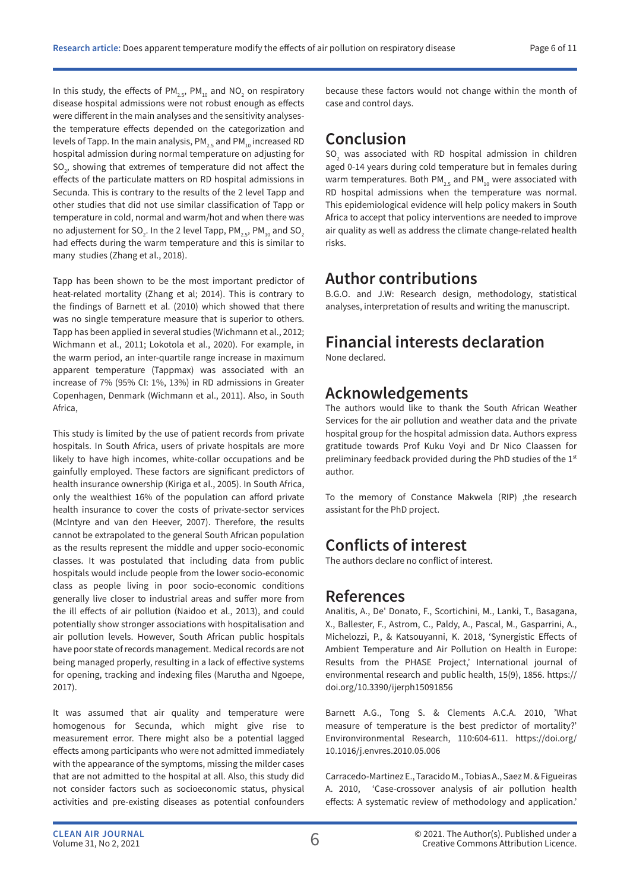In this study, the effects of $PM_{2.5}$, $PM_{10}$ and $NO_2$ on respiratory disease hospital admissions were not robust enough as effects were different in the main analyses and the sensitivity analyses- the temperature effects depended on the categorization and levels of Tapp. In the main analysis, $PM_{2.5}$ and $PM_{10}$ increased RD hospital admission during normal temperature on adjusting for $SO_2$, showing that extremes of temperature did not affect the effects of the particulate matters on RD hospital admissions in Secunda. This is contrary to the results of the 2 level Tapp and other studies that did not use similar classification of Tapp or temperature in cold, normal and warm/hot and when there was no adjustement for $SO_2$. In the 2 level Tapp, $PM_{2.5}$, $PM_{10}$ and $SO_2$ had effects during the warm temperature and this is similar to many studies (Zhang et al., 2018).

Tapp has been shown to be the most important predictor of heat-related mortality (Zhang et al; 2014). This is contrary to the findings of Barnett et al. (2010) which showed that there was no single temperature measure that is superior to others. Tapp has been applied in several studies (Wichmann et al., 2012; Wichmann et al., 2011; Lokotola et al., 2020). For example, in the warm period, an inter-quartile range increase in maximum apparent temperature (Tappmax) was associated with an increase of 7% (95% CI: 1%, 13%) in RD admissions in Greater Copenhagen, Denmark (Wichmann et al., 2011). Also, in South Africa,

This study is limited by the use of patient records from private hospitals. In South Africa, users of private hospitals are more likely to have high incomes, white-collar occupations and be gainfully employed. These factors are significant predictors of health insurance ownership (Kiriga et al., 2005). In South Africa, only the wealthiest 16% of the population can afford private health insurance to cover the costs of private-sector services (McIntyre and van den Heever, 2007). Therefore, the results cannot be extrapolated to the general South African population as the results represent the middle and upper socio-economic classes. It was postulated that including data from public hospitals would include people from the lower socio-economic class as people living in poor socio-economic conditions generally live closer to industrial areas and suffer more from the ill effects of air pollution (Naidoo et al., 2013), and could potentially show stronger associations with hospitalisation and air pollution levels. However, South African public hospitals have poor state of records management. Medical records are not being managed properly, resulting in a lack of effective systems for opening, tracking and indexing files (Marutha and Ngoepe, 2017).

It was assumed that air quality and temperature were homogenous for Secunda, which might give rise to measurement error. There might also be a potential lagged effects among participants who were not admitted immediately with the appearance of the symptoms, missing the milder cases that are not admitted to the hospital at all. Also, this study did not consider factors such as socioeconomic status, physical activities and pre-existing diseases as potential confounders because these factors would not change within the month of case and control days.

## Conclusion

$SO_2$ was associated with RD hospital admission in children aged 0-14 years during cold temperature but in females during warm temperatures. Both $PM_{2.5}$ and $PM_{10}$ were associated with RD hospital admissions when the temperature was normal. This epidemiological evidence will help policy makers in South Africa to accept that policy interventions are needed to improve air quality as well as address the climate change-related health risks.

## Author contributions

B.G.O. and J.W: Research design, methodology, statistical analyses, interpretation of results and writing the manuscript.

## Financial interests declaration

None declared.

## Acknowledgements

The authors would like to thank the South African Weather Services for the air pollution and weather data and the private hospital group for the hospital admission data. Authors express gratitude towards Prof Kuku Voyi and Dr Nico Claassen for preliminary feedback provided during the PhD studies of the 1st author.

To the memory of Constance Makwela (RIP) ,the research assistant for the PhD project.

## Conflicts of interest

The authors declare no conflict of interest.

## References

Analitis, A., De' Donato, F., Scortichini, M., Lanki, T., Basagana, X., Ballester, F., Astrom, C., Paldy, A., Pascal, M., Gasparrini, A., Michelozzi, P., & Katsouyanni, K. 2018, 'Synergistic Effects of Ambient Temperature and Air Pollution on Health in Europe: Results from the PHASE Project,' International journal of environmental research and public health, 15(9), 1856. https://doi.org/10.3390/ijerph15091856

Barnett A.G., Tong S. & Clements A.C.A. 2010, 'What measure of temperature is the best predictor of mortality?' Environvironmental Research, 110:604-611. https://doi.org/10.1016/j.envres.2010.05.006

Carracedo-Martinez E., Taracido M., Tobias A., Saez M. & Figueiras A. 2010, 'Case-crossover analysis of air pollution health effects: A systematic review of methodology and application.'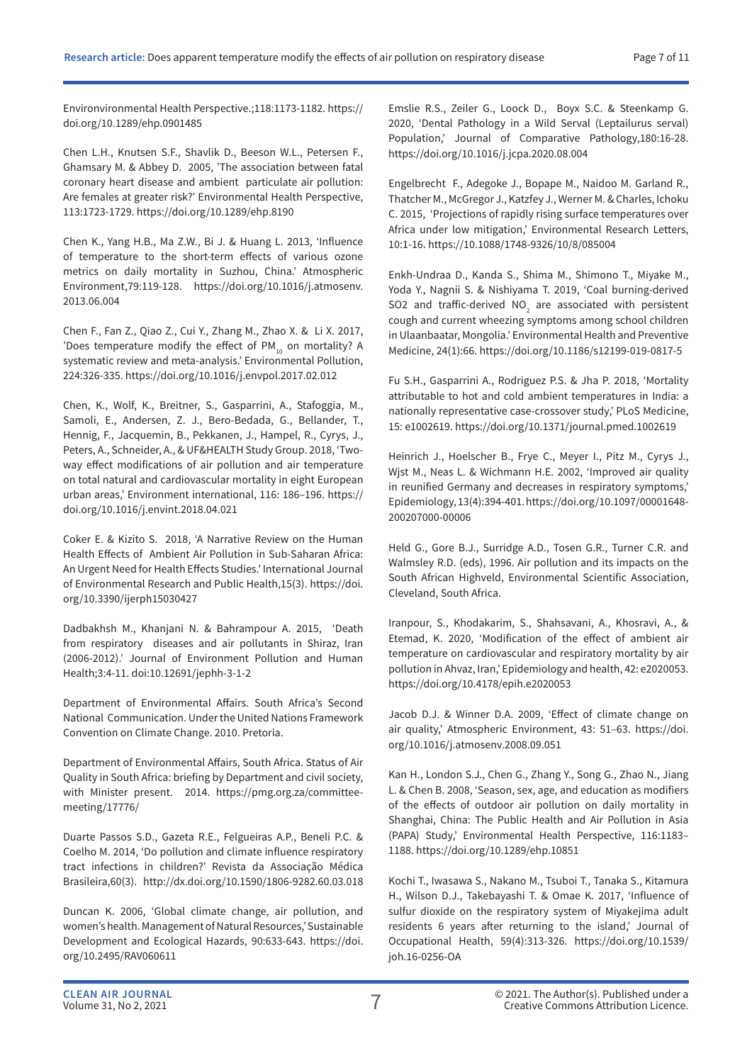Environvironmental Health Perspective.;118:1173-1182. https://doi.org/10.1289/ehp.0901485

Chen L.H., Knutsen S.F., Shavlik D., Beeson W.L., Petersen F., Ghamsary M. & Abbey D. 2005, 'The association between fatal coronary heart disease and ambient particulate air pollution: Are females at greater risk?' Environmental Health Perspective, 113:1723-1729. https://doi.org/10.1289/ehp.8190

Chen K., Yang H.B., Ma Z.W., Bi J. & Huang L. 2013, 'Influence of temperature to the short-term effects of various ozone metrics on daily mortality in Suzhou, China.' Atmospheric Environment,79:119-128. https://doi.org/10.1016/j.atmosenv.2013.06.004

Chen F., Fan Z., Qiao Z., Cui Y., Zhang M., Zhao X. & Li X. 2017, 'Does temperature modify the effect of $PM_{10}$ on mortality? A systematic review and meta-analysis.' Environmental Pollution, 224:326-335. https://doi.org/10.1016/j.envpol.2017.02.012

Chen, K., Wolf, K., Breitner, S., Gasparrini, A., Stafoggia, M., Samoli, E., Andersen, Z. J., Bero-Bedada, G., Bellander, T., Hennig, F., Jacquemin, B., Pekkanen, J., Hampel, R., Cyrys, J., Peters, A., Schneider, A., & UF&HEALTH Study Group. 2018, 'Two-way effect modifications of air pollution and air temperature on total natural and cardiovascular mortality in eight European urban areas,' Environment international, 116: 186–196. https://doi.org/10.1016/j.envint.2018.04.021

Coker E. & Kizito S. 2018, 'A Narrative Review on the Human Health Effects of Ambient Air Pollution in Sub-Saharan Africa: An Urgent Need for Health Effects Studies.' International Journal of Environmental Research and Public Health,15(3). https://doi.org/10.3390/ijerph15030427

Dadbakhsh M., Khanjani N. & Bahrampour A. 2015, 'Death from respiratory diseases and air pollutants in Shiraz, Iran (2006-2012).' Journal of Environment Pollution and Human Health;3:4-11. doi:10.12691/jephh-3-1-2

Department of Environmental Affairs. South Africa's Second National Communication. Under the United Nations Framework Convention on Climate Change. 2010. Pretoria.

Department of Environmental Affairs, South Africa. Status of Air Quality in South Africa: briefing by Department and civil society, with Minister present. 2014. https://pmg.org.za/committee-meeting/17776/

Duarte Passos S.D., Gazeta R.E., Felgueiras A.P., Beneli P.C. & Coelho M. 2014, 'Do pollution and climate influence respiratory tract infections in children?' Revista da Associação Médica Brasileira,60(3). http://dx.doi.org/10.1590/1806-9282.60.03.018

Duncan K. 2006, 'Global climate change, air pollution, and women's health. Management of Natural Resources,' Sustainable Development and Ecological Hazards, 90:633-643. https://doi.org/10.2495/RAV060611

Emslie R.S., Zeiler G., Loock D., Boyx S.C. & Steenkamp G. 2020, 'Dental Pathology in a Wild Serval (Leptailurus serval) Population,' Journal of Comparative Pathology,180:16-28. https://doi.org/10.1016/j.jcpa.2020.08.004

Engelbrecht F., Adegoke J., Bopape M., Naidoo M. Garland R., Thatcher M., McGregor J., Katzfey J., Werner M. & Charles, Ichoku C. 2015, 'Projections of rapidly rising surface temperatures over Africa under low mitigation,' Environmental Research Letters, 10:1-16. https://10.1088/1748-9326/10/8/085004

Enkh-Undraa D., Kanda S., Shima M., Shimono T., Miyake M., Yoda Y., Nagnii S. & Nishiyama T. 2019, 'Coal burning-derived SO2 and traffic-derived $NO_2$ are associated with persistent cough and current wheezing symptoms among school children in Ulaanbaatar, Mongolia.' Environmental Health and Preventive Medicine, 24(1):66. https://doi.org/10.1186/s12199-019-0817-5

Fu S.H., Gasparrini A., Rodriguez P.S. & Jha P. 2018, 'Mortality attributable to hot and cold ambient temperatures in India: a nationally representative case-crossover study,' PLoS Medicine, 15: e1002619. https://doi.org/10.1371/journal.pmed.1002619

Heinrich J., Hoelscher B., Frye C., Meyer I., Pitz M., Cyrys J., Wjst M., Neas L. & Wichmann H.E. 2002, 'Improved air quality in reunified Germany and decreases in respiratory symptoms,' Epidemiology, 13(4):394-401. https://doi.org/10.1097/00001648-200207000-00006

Held G., Gore B.J., Surridge A.D., Tosen G.R., Turner C.R. and Walmsley R.D. (eds), 1996. Air pollution and its impacts on the South African Highveld, Environmental Scientific Association, Cleveland, South Africa.

Iranpour, S., Khodakarim, S., Shahsavani, A., Khosravi, A., & Etemad, K. 2020, 'Modification of the effect of ambient air temperature on cardiovascular and respiratory mortality by air pollution in Ahvaz, Iran,' Epidemiology and health, 42: e2020053. https://doi.org/10.4178/epih.e2020053

Jacob D.J. & Winner D.A. 2009, 'Effect of climate change on air quality,' Atmospheric Environment, 43: 51–63. https://doi.org/10.1016/j.atmosenv.2008.09.051

Kan H., London S.J., Chen G., Zhang Y., Song G., Zhao N., Jiang L. & Chen B. 2008, 'Season, sex, age, and education as modifiers of the effects of outdoor air pollution on daily mortality in Shanghai, China: The Public Health and Air Pollution in Asia (PAPA) Study,' Environmental Health Perspective, 116:1183–1188. https://doi.org/10.1289/ehp.10851

Kochi T., Iwasawa S., Nakano M., Tsuboi T., Tanaka S., Kitamura H., Wilson D.J., Takebayashi T. & Omae K. 2017, 'Influence of sulfur dioxide on the respiratory system of Miyakejima adult residents 6 years after returning to the island,' Journal of Occupational Health, 59(4):313-326. https://doi.org/10.1539/joh.16-0256-OA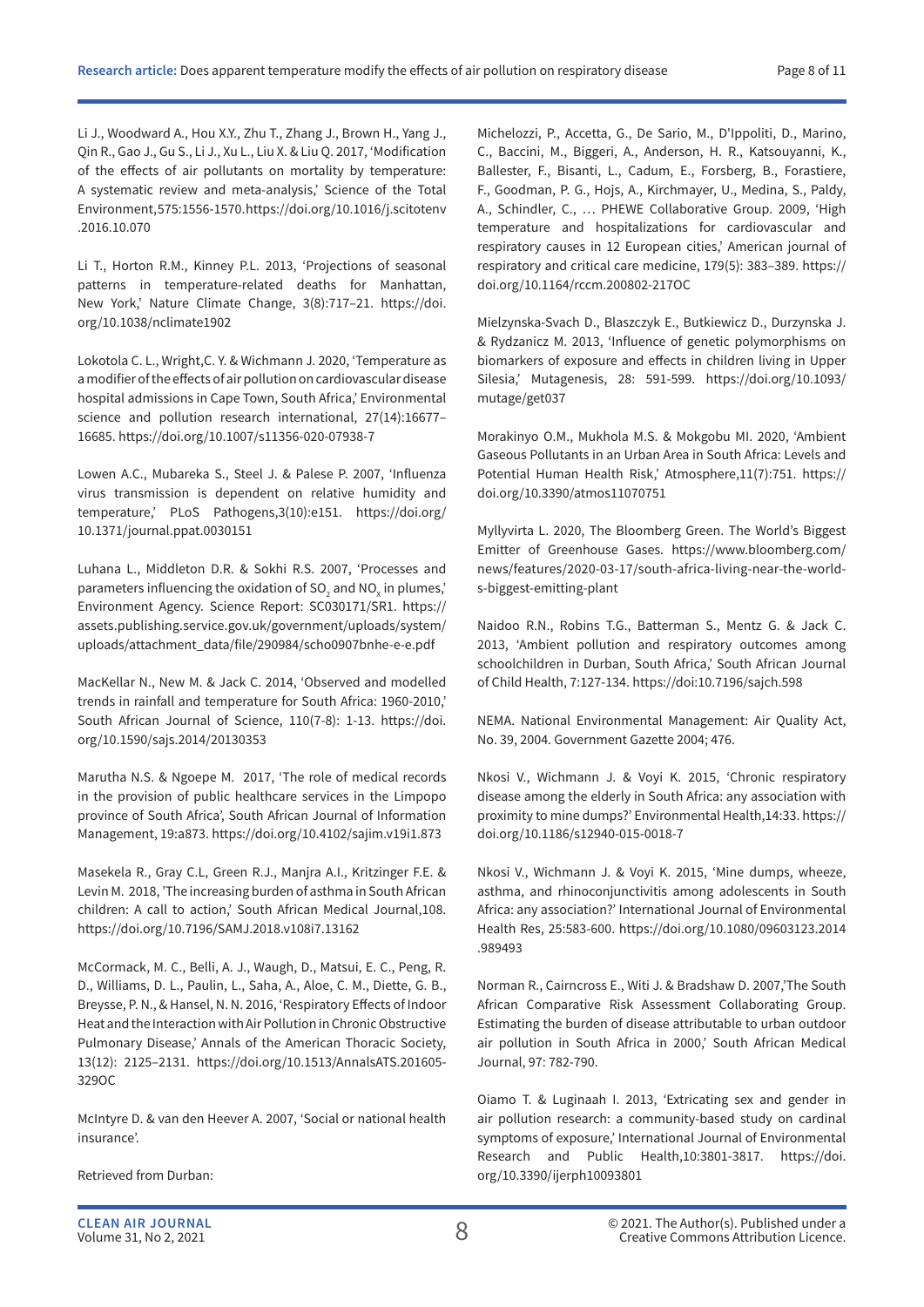Li J., Woodward A., Hou X.Y., Zhu T., Zhang J., Brown H., Yang J., Qin R., Gao J., Gu S., Li J., Xu L., Liu X. & Liu Q. 2017, 'Modification of the effects of air pollutants on mortality by temperature: A systematic review and meta-analysis,' Science of the Total Environment,575:1556-1570.https://doi.org/10.1016/j.scitotenv.2016.10.070

Li T., Horton R.M., Kinney P.L. 2013, 'Projections of seasonal patterns in temperature-related deaths for Manhattan, New York,' Nature Climate Change, 3(8):717–21. https://doi.org/10.1038/nclimate1902

Lokotola C. L., Wright,C. Y. & Wichmann J. 2020, 'Temperature as a modifier of the effects of air pollution on cardiovascular disease hospital admissions in Cape Town, South Africa,' Environmental science and pollution research international, 27(14):16677–16685. https://doi.org/10.1007/s11356-020-07938-7

Lowen A.C., Mubareka S., Steel J. & Palese P. 2007, 'Influenza virus transmission is dependent on relative humidity and temperature,' PLoS Pathogens,3(10):e151. https://doi.org/10.1371/journal.ppat.0030151

Luhana L., Middleton D.R. & Sokhi R.S. 2007, 'Processes and parameters influencing the oxidation of $SO_2$ and $NO_x$ in plumes,' Environment Agency. Science Report: SC030171/SR1. https://assets.publishing.service.gov.uk/government/uploads/system/uploads/attachment_data/file/290984/scho0907bnhe-e-e.pdf

MacKellar N., New M. & Jack C. 2014, 'Observed and modelled trends in rainfall and temperature for South Africa: 1960-2010,' South African Journal of Science, 110(7-8): 1-13. https://doi.org/10.1590/sajs.2014/20130353

Marutha N.S. & Ngoepe M. 2017, 'The role of medical records in the provision of public healthcare services in the Limpopo province of South Africa', South African Journal of Information Management, 19:a873. https://doi.org/10.4102/sajim.v19i1.873

Masekela R., Gray C.L, Green R.J., Manjra A.I., Kritzinger F.E. & Levin M. 2018, 'The increasing burden of asthma in South African children: A call to action,' South African Medical Journal,108. https://doi.org/10.7196/SAMJ.2018.v108i7.13162

McCormack, M. C., Belli, A. J., Waugh, D., Matsui, E. C., Peng, R. D., Williams, D. L., Paulin, L., Saha, A., Aloe, C. M., Diette, G. B., Breysse, P. N., & Hansel, N. N. 2016, 'Respiratory Effects of Indoor Heat and the Interaction with Air Pollution in Chronic Obstructive Pulmonary Disease,' Annals of the American Thoracic Society, 13(12): 2125–2131. https://doi.org/10.1513/AnnalsATS.201605-329OC

McIntyre D. & van den Heever A. 2007, 'Social or national health insurance'.

Retrieved from Durban:

Michelozzi, P., Accetta, G., De Sario, M., D'Ippoliti, D., Marino, C., Baccini, M., Biggeri, A., Anderson, H. R., Katsouyanni, K., Ballester, F., Bisanti, L., Cadum, E., Forsberg, B., Forastiere, F., Goodman, P. G., Hojs, A., Kirchmayer, U., Medina, S., Paldy, A., Schindler, C., … PHEWE Collaborative Group. 2009, 'High temperature and hospitalizations for cardiovascular and respiratory causes in 12 European cities,' American journal of respiratory and critical care medicine, 179(5): 383–389. https://doi.org/10.1164/rccm.200802-217OC

Mielzynska-Svach D., Blaszczyk E., Butkiewicz D., Durzynska J. & Rydzanicz M. 2013, 'Influence of genetic polymorphisms on biomarkers of exposure and effects in children living in Upper Silesia,' Mutagenesis, 28: 591-599. https://doi.org/10.1093/mutage/get037

Morakinyo O.M., Mukhola M.S. & Mokgobu MI. 2020, 'Ambient Gaseous Pollutants in an Urban Area in South Africa: Levels and Potential Human Health Risk,' Atmosphere,11(7):751. https://doi.org/10.3390/atmos11070751

Myllyvirta L. 2020, The Bloomberg Green. The World's Biggest Emitter of Greenhouse Gases. https://www.bloomberg.com/news/features/2020-03-17/south-africa-living-near-the-world-s-biggest-emitting-plant

Naidoo R.N., Robins T.G., Batterman S., Mentz G. & Jack C. 2013, 'Ambient pollution and respiratory outcomes among schoolchildren in Durban, South Africa,' South African Journal of Child Health, 7:127-134. https://doi:10.7196/sajch.598

NEMA. National Environmental Management: Air Quality Act, No. 39, 2004. Government Gazette 2004; 476.

Nkosi V., Wichmann J. & Voyi K. 2015, 'Chronic respiratory disease among the elderly in South Africa: any association with proximity to mine dumps?' Environmental Health,14:33. https://doi.org/10.1186/s12940-015-0018-7

Nkosi V., Wichmann J. & Voyi K. 2015, 'Mine dumps, wheeze, asthma, and rhinoconjunctivitis among adolescents in South Africa: any association?' International Journal of Environmental Health Res, 25:583-600. https://doi.org/10.1080/09603123.2014.989493

Norman R., Cairncross E., Witi J. & Bradshaw D. 2007,'The South African Comparative Risk Assessment Collaborating Group. Estimating the burden of disease attributable to urban outdoor air pollution in South Africa in 2000,' South African Medical Journal, 97: 782-790.

Oiamo T. & Luginaah I. 2013, 'Extricating sex and gender in air pollution research: a community-based study on cardinal symptoms of exposure,' International Journal of Environmental Research and Public Health,10:3801-3817. https://doi.org/10.3390/ijerph10093801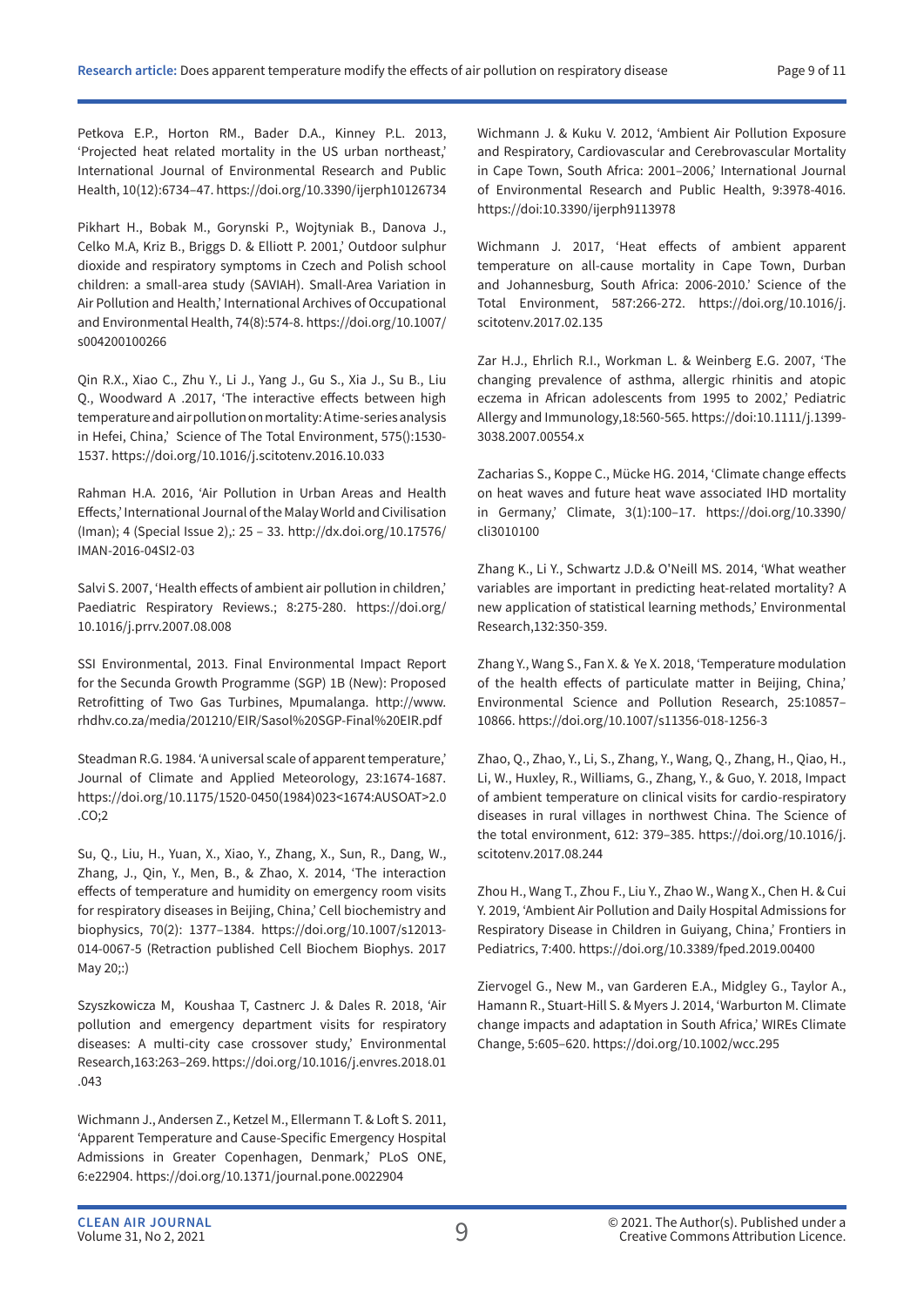Petkova E.P., Horton RM., Bader D.A., Kinney P.L. 2013, 'Projected heat related mortality in the US urban northeast,' International Journal of Environmental Research and Public Health, 10(12):6734–47. https://doi.org/10.3390/ijerph10126734

Pikhart H., Bobak M., Gorynski P., Wojtyniak B., Danova J., Celko M.A, Kriz B., Briggs D. & Elliott P. 2001,' Outdoor sulphur dioxide and respiratory symptoms in Czech and Polish school children: a small-area study (SAVIAH). Small-Area Variation in Air Pollution and Health,' International Archives of Occupational and Environmental Health, 74(8):574-8. https://doi.org/10.1007/s004200100266

Qin R.X., Xiao C., Zhu Y., Li J., Yang J., Gu S., Xia J., Su B., Liu Q., Woodward A .2017, 'The interactive effects between high temperature and air pollution on mortality: A time-series analysis in Hefei, China,' Science of The Total Environment, 575():1530-1537. https://doi.org/10.1016/j.scitotenv.2016.10.033

Rahman H.A. 2016, 'Air Pollution in Urban Areas and Health Effects,' International Journal of the Malay World and Civilisation (Iman); 4 (Special Issue 2),: 25 – 33. http://dx.doi.org/10.17576/IMAN-2016-04SI2-03

Salvi S. 2007, 'Health effects of ambient air pollution in children,' Paediatric Respiratory Reviews.; 8:275-280. https://doi.org/10.1016/j.prrv.2007.08.008

SSI Environmental, 2013. Final Environmental Impact Report for the Secunda Growth Programme (SGP) 1B (New): Proposed Retrofitting of Two Gas Turbines, Mpumalanga. http://www.rhdhv.co.za/media/201210/EIR/Sasol%20SGP-Final%20EIR.pdf

Steadman R.G. 1984. 'A universal scale of apparent temperature,' Journal of Climate and Applied Meteorology, 23:1674-1687. https://doi.org/10.1175/1520-0450(1984)023<1674:AUSOAT>2.0.CO;2

Su, Q., Liu, H., Yuan, X., Xiao, Y., Zhang, X., Sun, R., Dang, W., Zhang, J., Qin, Y., Men, B., & Zhao, X. 2014, 'The interaction effects of temperature and humidity on emergency room visits for respiratory diseases in Beijing, China,' Cell biochemistry and biophysics, 70(2): 1377–1384. https://doi.org/10.1007/s12013-014-0067-5 (Retraction published Cell Biochem Biophys. 2017 May 20;:)

Szyszkowicza M, Koushaa T, Castnerc J. & Dales R. 2018, 'Air pollution and emergency department visits for respiratory diseases: A multi-city case crossover study,' Environmental Research,163:263–269. https://doi.org/10.1016/j.envres.2018.01.043

Wichmann J., Andersen Z., Ketzel M., Ellermann T. & Loft S. 2011, 'Apparent Temperature and Cause-Specific Emergency Hospital Admissions in Greater Copenhagen, Denmark,' PLoS ONE, 6:e22904. https://doi.org/10.1371/journal.pone.0022904

Wichmann J. & Kuku V. 2012, 'Ambient Air Pollution Exposure and Respiratory, Cardiovascular and Cerebrovascular Mortality in Cape Town, South Africa: 2001–2006,' International Journal of Environmental Research and Public Health, 9:3978-4016. https://doi:10.3390/ijerph9113978

Wichmann J. 2017, 'Heat effects of ambient apparent temperature on all-cause mortality in Cape Town, Durban and Johannesburg, South Africa: 2006-2010.' Science of the Total Environment, 587:266-272. https://doi.org/10.1016/j.scitotenv.2017.02.135

Zar H.J., Ehrlich R.I., Workman L. & Weinberg E.G. 2007, 'The changing prevalence of asthma, allergic rhinitis and atopic eczema in African adolescents from 1995 to 2002,' Pediatric Allergy and Immunology,18:560-565. https://doi:10.1111/j.1399-3038.2007.00554.x

Zacharias S., Koppe C., Mücke HG. 2014, 'Climate change effects on heat waves and future heat wave associated IHD mortality in Germany,' Climate, 3(1):100–17. https://doi.org/10.3390/cli3010100

Zhang K., Li Y., Schwartz J.D.& O'Neill MS. 2014, 'What weather variables are important in predicting heat-related mortality? A new application of statistical learning methods,' Environmental Research,132:350-359.

Zhang Y., Wang S., Fan X. & Ye X. 2018, 'Temperature modulation of the health effects of particulate matter in Beijing, China,' Environmental Science and Pollution Research, 25:10857–10866. https://doi.org/10.1007/s11356-018-1256-3

Zhao, Q., Zhao, Y., Li, S., Zhang, Y., Wang, Q., Zhang, H., Qiao, H., Li, W., Huxley, R., Williams, G., Zhang, Y., & Guo, Y. 2018, Impact of ambient temperature on clinical visits for cardio-respiratory diseases in rural villages in northwest China. The Science of the total environment, 612: 379–385. https://doi.org/10.1016/j.scitotenv.2017.08.244

Zhou H., Wang T., Zhou F., Liu Y., Zhao W., Wang X., Chen H. & Cui Y. 2019, 'Ambient Air Pollution and Daily Hospital Admissions for Respiratory Disease in Children in Guiyang, China,' Frontiers in Pediatrics, 7:400. https://doi.org/10.3389/fped.2019.00400

Ziervogel G., New M., van Garderen E.A., Midgley G., Taylor A., Hamann R., Stuart-Hill S. & Myers J. 2014, 'Warburton M. Climate change impacts and adaptation in South Africa,' WIREs Climate Change, 5:605–620. https://doi.org/10.1002/wcc.295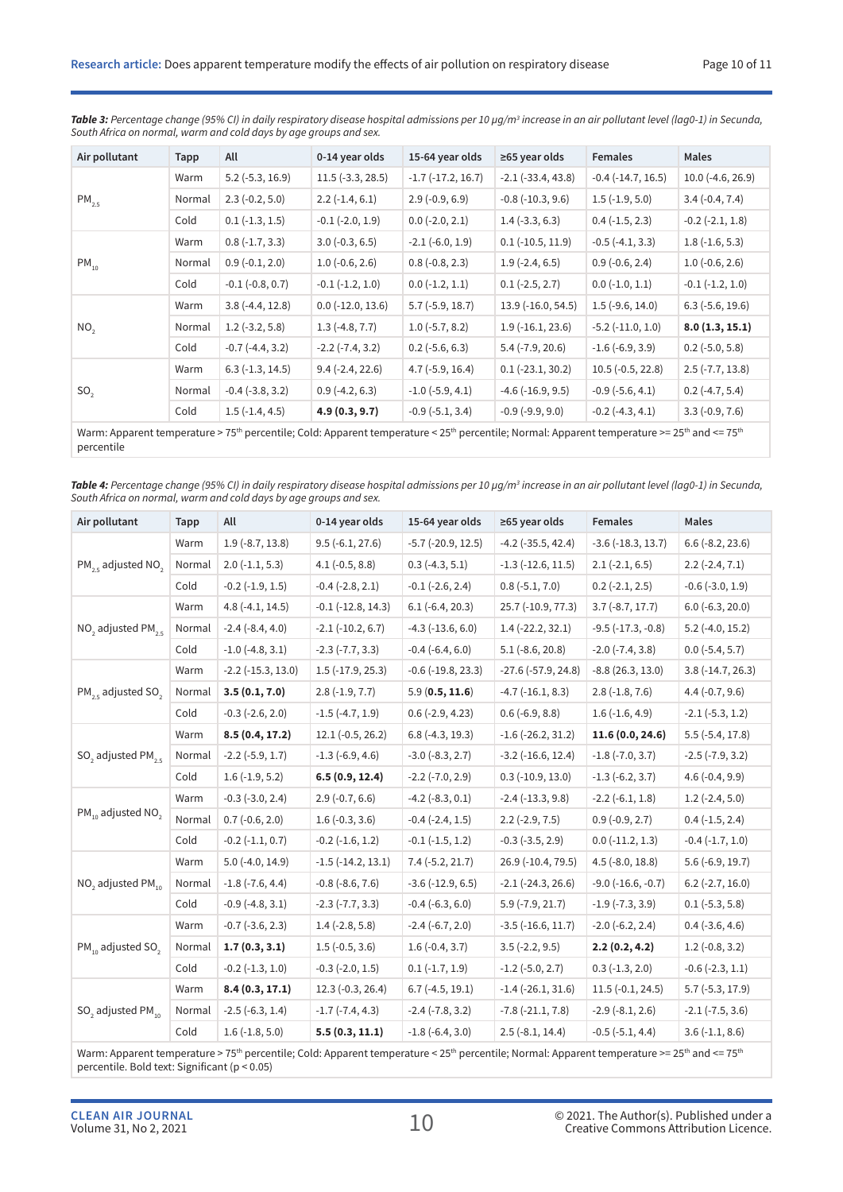***Table 3:*** *Percentage change (95% CI) in daily respiratory disease hospital admissions per 10 μg/m³ increase in an air pollutant level (lag0-1) in Secunda, South Africa on normal, warm and cold days by age groups and sex.*

| Air pollutant | Tapp | All | 0-14 year olds | 15-64 year olds | ≥65 year olds | Females | Males |
|---|---|---|---|---|---|---|---|
| $PM_{2.5}$ | Warm | 5.2 (-5.3, 16.9) | 11.5 (-3.3, 28.5) | -1.7 (-17.2, 16.7) | -2.1 (-33.4, 43.8) | -0.4 (-14.7, 16.5) | 10.0 (-4.6, 26.9) |
| | Normal | 2.3 (-0.2, 5.0) | 2.2 (-1.4, 6.1) | 2.9 (-0.9, 6.9) | -0.8 (-10.3, 9.6) | 1.5 (-1.9, 5.0) | 3.4 (-0.4, 7.4) |
| | Cold | 0.1 (-1.3, 1.5) | -0.1 (-2.0, 1.9) | 0.0 (-2.0, 2.1) | 1.4 (-3.3, 6.3) | 0.4 (-1.5, 2.3) | -0.2 (-2.1, 1.8) |
| $PM_{10}$ | Warm | 0.8 (-1.7, 3.3) | 3.0 (-0.3, 6.5) | -2.1 (-6.0, 1.9) | 0.1 (-10.5, 11.9) | -0.5 (-4.1, 3.3) | 1.8 (-1.6, 5.3) |
| | Normal | 0.9 (-0.1, 2.0) | 1.0 (-0.6, 2.6) | 0.8 (-0.8, 2.3) | 1.9 (-2.4, 6.5) | 0.9 (-0.6, 2.4) | 1.0 (-0.6, 2.6) |
| | Cold | -0.1 (-0.8, 0.7) | -0.1 (-1.2, 1.0) | 0.0 (-1.2, 1.1) | 0.1 (-2.5, 2.7) | 0.0 (-1.0, 1.1) | -0.1 (-1.2, 1.0) |
| $NO_2$ | Warm | 3.8 (-4.4, 12.8) | 0.0 (-12.0, 13.6) | 5.7 (-5.9, 18.7) | 13.9 (-16.0, 54.5) | 1.5 (-9.6, 14.0) | 6.3 (-5.6, 19.6) |
| | Normal | 1.2 (-3.2, 5.8) | 1.3 (-4.8, 7.7) | 1.0 (-5.7, 8.2) | 1.9 (-16.1, 23.6) | -5.2 (-11.0, 1.0) | **8.0 (1.3, 15.1)** |
| | Cold | -0.7 (-4.4, 3.2) | -2.2 (-7.4, 3.2) | 0.2 (-5.6, 6.3) | 5.4 (-7.9, 20.6) | -1.6 (-6.9, 3.9) | 0.2 (-5.0, 5.8) |
| $SO_2$ | Warm | 6.3 (-1.3, 14.5) | 9.4 (-2.4, 22.6) | 4.7 (-5.9, 16.4) | 0.1 (-23.1, 30.2) | 10.5 (-0.5, 22.8) | 2.5 (-7.7, 13.8) |
| | Normal | -0.4 (-3.8, 3.2) | 0.9 (-4.2, 6.3) | -1.0 (-5.9, 4.1) | -4.6 (-16.9, 9.5) | -0.9 (-5.6, 4.1) | 0.2 (-4.7, 5.4) |
| | Cold | 1.5 (-1.4, 4.5) | **4.9 (0.3, 9.7)** | -0.9 (-5.1, 3.4) | -0.9 (-9.9, 9.0) | -0.2 (-4.3, 4.1) | 3.3 (-0.9, 7.6) |

Warm: Apparent temperature > 75th percentile; Cold: Apparent temperature < 25th percentile; Normal: Apparent temperature >= 25th and <= 75th percentile

***Table 4:*** *Percentage change (95% CI) in daily respiratory disease hospital admissions per 10 μg/m³ increase in an air pollutant level (lag0-1) in Secunda, South Africa on normal, warm and cold days by age groups and sex.*

| Air pollutant | Tapp | All | 0-14 year olds | 15-64 year olds | ≥65 year olds | Females | Males |
|---|---|---|---|---|---|---|---|
| $PM_{2.5}$ adjusted $NO_2$ | Warm | 1.9 (-8.7, 13.8) | 9.5 (-6.1, 27.6) | -5.7 (-20.9, 12.5) | -4.2 (-35.5, 42.4) | -3.6 (-18.3, 13.7) | 6.6 (-8.2, 23.6) |
| | Normal | 2.0 (-1.1, 5.3) | 4.1 (-0.5, 8.8) | 0.3 (-4.3, 5.1) | -1.3 (-12.6, 11.5) | 2.1 (-2.1, 6.5) | 2.2 (-2.4, 7.1) |
| | Cold | -0.2 (-1.9, 1.5) | -0.4 (-2.8, 2.1) | -0.1 (-2.6, 2.4) | 0.8 (-5.1, 7.0) | 0.2 (-2.1, 2.5) | -0.6 (-3.0, 1.9) |
| $NO_2$ adjusted $PM_{2.5}$ | Warm | 4.8 (-4.1, 14.5) | -0.1 (-12.8, 14.3) | 6.1 (-6.4, 20.3) | 25.7 (-10.9, 77.3) | 3.7 (-8.7, 17.7) | 6.0 (-6.3, 20.0) |
| | Normal | -2.4 (-8.4, 4.0) | -2.1 (-10.2, 6.7) | -4.3 (-13.6, 6.0) | 1.4 (-22.2, 32.1) | -9.5 (-17.3, -0.8) | 5.2 (-4.0, 15.2) |
| | Cold | -1.0 (-4.8, 3.1) | -2.3 (-7.7, 3.3) | -0.4 (-6.4, 6.0) | 5.1 (-8.6, 20.8) | -2.0 (-7.4, 3.8) | 0.0 (-5.4, 5.7) |
| $PM_{2.5}$ adjusted $SO_2$ | Warm | -2.2 (-15.3, 13.0) | 1.5 (-17.9, 25.3) | -0.6 (-19.8, 23.3) | -27.6 (-57.9, 24.8) | -8.8 (26.3, 13.0) | 3.8 (-14.7, 26.3) |
| | Normal | **3.5 (0.1, 7.0)** | 2.8 (-1.9, 7.7) | 5.9 **(0.5, 11.6)** | -4.7 (-16.1, 8.3) | 2.8 (-1.8, 7.6) | 4.4 (-0.7, 9.6) |
| | Cold | -0.3 (-2.6, 2.0) | -1.5 (-4.7, 1.9) | 0.6 (-2.9, 4.23) | 0.6 (-6.9, 8.8) | 1.6 (-1.6, 4.9) | -2.1 (-5.3, 1.2) |
| $SO_2$ adjusted $PM_{2.5}$ | Warm | **8.5 (0.4, 17.2)** | 12.1 (-0.5, 26.2) | 6.8 (-4.3, 19.3) | -1.6 (-26.2, 31.2) | **11.6 (0.0, 24.6)** | 5.5 (-5.4, 17.8) |
| | Normal | -2.2 (-5.9, 1.7) | -1.3 (-6.9, 4.6) | -3.0 (-8.3, 2.7) | -3.2 (-16.6, 12.4) | -1.8 (-7.0, 3.7) | -2.5 (-7.9, 3.2) |
| | Cold | 1.6 (-1.9, 5.2) | **6.5 (0.9, 12.4)** | -2.2 (-7.0, 2.9) | 0.3 (-10.9, 13.0) | -1.3 (-6.2, 3.7) | 4.6 (-0.4, 9.9) |
| $PM_{10}$ adjusted $NO_2$ | Warm | -0.3 (-3.0, 2.4) | 2.9 (-0.7, 6.6) | -4.2 (-8.3, 0.1) | -2.4 (-13.3, 9.8) | -2.2 (-6.1, 1.8) | 1.2 (-2.4, 5.0) |
| | Normal | 0.7 (-0.6, 2.0) | 1.6 (-0.3, 3.6) | -0.4 (-2.4, 1.5) | 2.2 (-2.9, 7.5) | 0.9 (-0.9, 2.7) | 0.4 (-1.5, 2.4) |
| | Cold | -0.2 (-1.1, 0.7) | -0.2 (-1.6, 1.2) | -0.1 (-1.5, 1.2) | -0.3 (-3.5, 2.9) | 0.0 (-11.2, 1.3) | -0.4 (-1.7, 1.0) |
| $NO_2$ adjusted $PM_{10}$ | Warm | 5.0 (-4.0, 14.9) | -1.5 (-14.2, 13.1) | 7.4 (-5.2, 21.7) | 26.9 (-10.4, 79.5) | 4.5 (-8.0, 18.8) | 5.6 (-6.9, 19.7) |
| | Normal | -1.8 (-7.6, 4.4) | -0.8 (-8.6, 7.6) | -3.6 (-12.9, 6.5) | -2.1 (-24.3, 26.6) | -9.0 (-16.6, -0.7) | 6.2 (-2.7, 16.0) |
| | Cold | -0.9 (-4.8, 3.1) | -2.3 (-7.7, 3.3) | -0.4 (-6.3, 6.0) | 5.9 (-7.9, 21.7) | -1.9 (-7.3, 3.9) | 0.1 (-5.3, 5.8) |
| $PM_{10}$ adjusted $SO_2$ | Warm | -0.7 (-3.6, 2.3) | 1.4 (-2.8, 5.8) | -2.4 (-6.7, 2.0) | -3.5 (-16.6, 11.7) | -2.0 (-6.2, 2.4) | 0.4 (-3.6, 4.6) |
| | Normal | **1.7 (0.3, 3.1)** | 1.5 (-0.5, 3.6) | 1.6 (-0.4, 3.7) | 3.5 (-2.2, 9.5) | **2.2 (0.2, 4.2)** | 1.2 (-0.8, 3.2) |
| | Cold | -0.2 (-1.3, 1.0) | -0.3 (-2.0, 1.5) | 0.1 (-1.7, 1.9) | -1.2 (-5.0, 2.7) | 0.3 (-1.3, 2.0) | -0.6 (-2.3, 1.1) |
| $SO_2$ adjusted $PM_{10}$ | Warm | **8.4 (0.3, 17.1)** | 12.3 (-0.3, 26.4) | 6.7 (-4.5, 19.1) | -1.4 (-26.1, 31.6) | 11.5 (-0.1, 24.5) | 5.7 (-5.3, 17.9) |
| | Normal | -2.5 (-6.3, 1.4) | -1.7 (-7.4, 4.3) | -2.4 (-7.8, 3.2) | -7.8 (-21.1, 7.8) | -2.9 (-8.1, 2.6) | -2.1 (-7.5, 3.6) |
| | Cold | 1.6 (-1.8, 5.0) | **5.5 (0.3, 11.1)** | -1.8 (-6.4, 3.0) | 2.5 (-8.1, 14.4) | -0.5 (-5.1, 4.4) | 3.6 (-1.1, 8.6) |

Warm: Apparent temperature > 75th percentile; Cold: Apparent temperature < 25th percentile; Normal: Apparent temperature >= 25th and <= 75th percentile. Bold text: Significant ($p < 0.05$)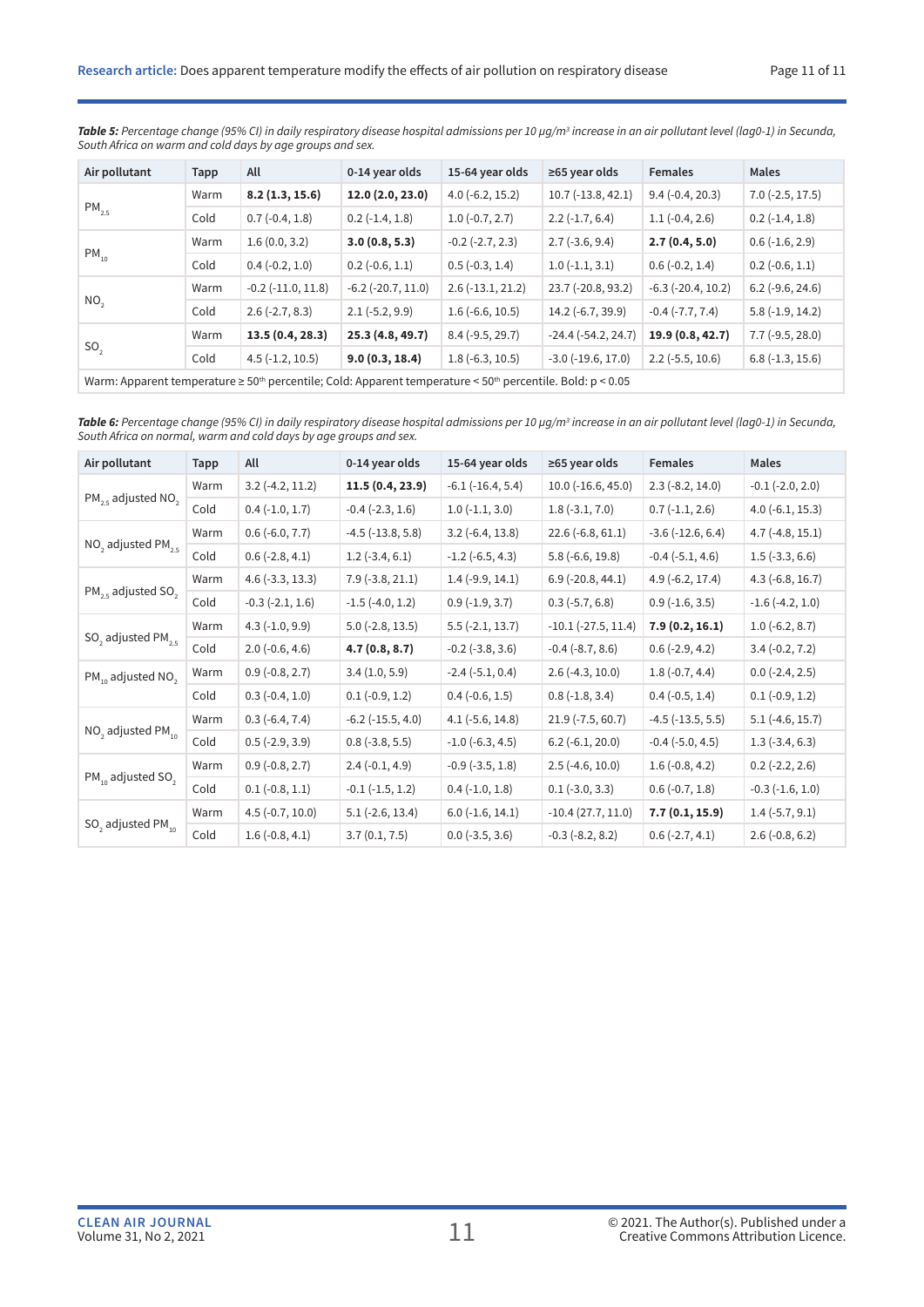***Table 5:*** *Percentage change (95% CI) in daily respiratory disease hospital admissions per 10 μg/m³ increase in an air pollutant level (lag0-1) in Secunda, South Africa on warm and cold days by age groups and sex.*

| Air pollutant | Tapp | All | 0-14 year olds | 15-64 year olds | ≥65 year olds | Females | Males |
|---|---|---|---|---|---|---|---|
| $PM_{2.5}$ | Warm | **8.2 (1.3, 15.6)** | **12.0 (2.0, 23.0)** | 4.0 (-6.2, 15.2) | 10.7 (-13.8, 42.1) | 9.4 (-0.4, 20.3) | 7.0 (-2.5, 17.5) |
| | Cold | 0.7 (-0.4, 1.8) | 0.2 (-1.4, 1.8) | 1.0 (-0.7, 2.7) | 2.2 (-1.7, 6.4) | 1.1 (-0.4, 2.6) | 0.2 (-1.4, 1.8) |
| $PM_{10}$ | Warm | 1.6 (0.0, 3.2) | **3.0 (0.8, 5.3)** | -0.2 (-2.7, 2.3) | 2.7 (-3.6, 9.4) | **2.7 (0.4, 5.0)** | 0.6 (-1.6, 2.9) |
| | Cold | 0.4 (-0.2, 1.0) | 0.2 (-0.6, 1.1) | 0.5 (-0.3, 1.4) | 1.0 (-1.1, 3.1) | 0.6 (-0.2, 1.4) | 0.2 (-0.6, 1.1) |
| $NO_2$ | Warm | -0.2 (-11.0, 11.8) | -6.2 (-20.7, 11.0) | 2.6 (-13.1, 21.2) | 23.7 (-20.8, 93.2) | -6.3 (-20.4, 10.2) | 6.2 (-9.6, 24.6) |
| | Cold | 2.6 (-2.7, 8.3) | 2.1 (-5.2, 9.9) | 1.6 (-6.6, 10.5) | 14.2 (-6.7, 39.9) | -0.4 (-7.7, 7.4) | 5.8 (-1.9, 14.2) |
| $SO_2$ | Warm | **13.5 (0.4, 28.3)** | **25.3 (4.8, 49.7)** | 8.4 (-9.5, 29.7) | -24.4 (-54.2, 24.7) | **19.9 (0.8, 42.7)** | 7.7 (-9.5, 28.0) |
| | Cold | 4.5 (-1.2, 10.5) | **9.0 (0.3, 18.4)** | 1.8 (-6.3, 10.5) | -3.0 (-19.6, 17.0) | 2.2 (-5.5, 10.6) | 6.8 (-1.3, 15.6) |

Warm: Apparent temperature ≥ 50th percentile; Cold: Apparent temperature < 50th percentile. Bold: $p < 0.05$

***Table 6:*** *Percentage change (95% CI) in daily respiratory disease hospital admissions per 10 μg/m³ increase in an air pollutant level (lag0-1) in Secunda, South Africa on normal, warm and cold days by age groups and sex.*

| Air pollutant | Tapp | All | 0-14 year olds | 15-64 year olds | ≥65 year olds | Females | Males |
|---|---|---|---|---|---|---|---|
| $PM_{2.5}$ adjusted $NO_2$ | Warm | 3.2 (-4.2, 11.2) | **11.5 (0.4, 23.9)** | -6.1 (-16.4, 5.4) | 10.0 (-16.6, 45.0) | 2.3 (-8.2, 14.0) | -0.1 (-2.0, 2.0) |
| | Cold | 0.4 (-1.0, 1.7) | -0.4 (-2.3, 1.6) | 1.0 (-1.1, 3.0) | 1.8 (-3.1, 7.0) | 0.7 (-1.1, 2.6) | 4.0 (-6.1, 15.3) |
| $NO_2$ adjusted $PM_{2.5}$ | Warm | 0.6 (-6.0, 7.7) | -4.5 (-13.8, 5.8) | 3.2 (-6.4, 13.8) | 22.6 (-6.8, 61.1) | -3.6 (-12.6, 6.4) | 4.7 (-4.8, 15.1) |
| | Cold | 0.6 (-2.8, 4.1) | 1.2 (-3.4, 6.1) | -1.2 (-6.5, 4.3) | 5.8 (-6.6, 19.8) | -0.4 (-5.1, 4.6) | 1.5 (-3.3, 6.6) |
| $PM_{2.5}$ adjusted $SO_2$ | Warm | 4.6 (-3.3, 13.3) | 7.9 (-3.8, 21.1) | 1.4 (-9.9, 14.1) | 6.9 (-20.8, 44.1) | 4.9 (-6.2, 17.4) | 4.3 (-6.8, 16.7) |
| | Cold | -0.3 (-2.1, 1.6) | -1.5 (-4.0, 1.2) | 0.9 (-1.9, 3.7) | 0.3 (-5.7, 6.8) | 0.9 (-1.6, 3.5) | -1.6 (-4.2, 1.0) |
| $SO_2$ adjusted $PM_{2.5}$ | Warm | 4.3 (-1.0, 9.9) | 5.0 (-2.8, 13.5) | 5.5 (-2.1, 13.7) | -10.1 (-27.5, 11.4) | **7.9 (0.2, 16.1)** | 1.0 (-6.2, 8.7) |
| | Cold | 2.0 (-0.6, 4.6) | **4.7 (0.8, 8.7)** | -0.2 (-3.8, 3.6) | -0.4 (-8.7, 8.6) | 0.6 (-2.9, 4.2) | 3.4 (-0.2, 7.2) |
| $PM_{10}$ adjusted $NO_2$ | Warm | 0.9 (-0.8, 2.7) | 3.4 (1.0, 5.9) | -2.4 (-5.1, 0.4) | 2.6 (-4.3, 10.0) | 1.8 (-0.7, 4.4) | 0.0 (-2.4, 2.5) |
| | Cold | 0.3 (-0.4, 1.0) | 0.1 (-0.9, 1.2) | 0.4 (-0.6, 1.5) | 0.8 (-1.8, 3.4) | 0.4 (-0.5, 1.4) | 0.1 (-0.9, 1.2) |
| $NO_2$ adjusted $PM_{10}$ | Warm | 0.3 (-6.4, 7.4) | -6.2 (-15.5, 4.0) | 4.1 (-5.6, 14.8) | 21.9 (-7.5, 60.7) | -4.5 (-13.5, 5.5) | 5.1 (-4.6, 15.7) |
| | Cold | 0.5 (-2.9, 3.9) | 0.8 (-3.8, 5.5) | -1.0 (-6.3, 4.5) | 6.2 (-6.1, 20.0) | -0.4 (-5.0, 4.5) | 1.3 (-3.4, 6.3) |
| $PM_{10}$ adjusted $SO_2$ | Warm | 0.9 (-0.8, 2.7) | 2.4 (-0.1, 4.9) | -0.9 (-3.5, 1.8) | 2.5 (-4.6, 10.0) | 1.6 (-0.8, 4.2) | 0.2 (-2.2, 2.6) |
| | Cold | 0.1 (-0.8, 1.1) | -0.1 (-1.5, 1.2) | 0.4 (-1.0, 1.8) | 0.1 (-3.0, 3.3) | 0.6 (-0.7, 1.8) | -0.3 (-1.6, 1.0) |
| $SO_2$ adjusted $PM_{10}$ | Warm | 4.5 (-0.7, 10.0) | 5.1 (-2.6, 13.4) | 6.0 (-1.6, 14.1) | -10.4 (27.7, 11.0) | **7.7 (0.1, 15.9)** | 1.4 (-5.7, 9.1) |
| | Cold | 1.6 (-0.8, 4.1) | 3.7 (0.1, 7.5) | 0.0 (-3.5, 3.6) | -0.3 (-8.2, 8.2) | 0.6 (-2.7, 4.1) | 2.6 (-0.8, 6.2) |